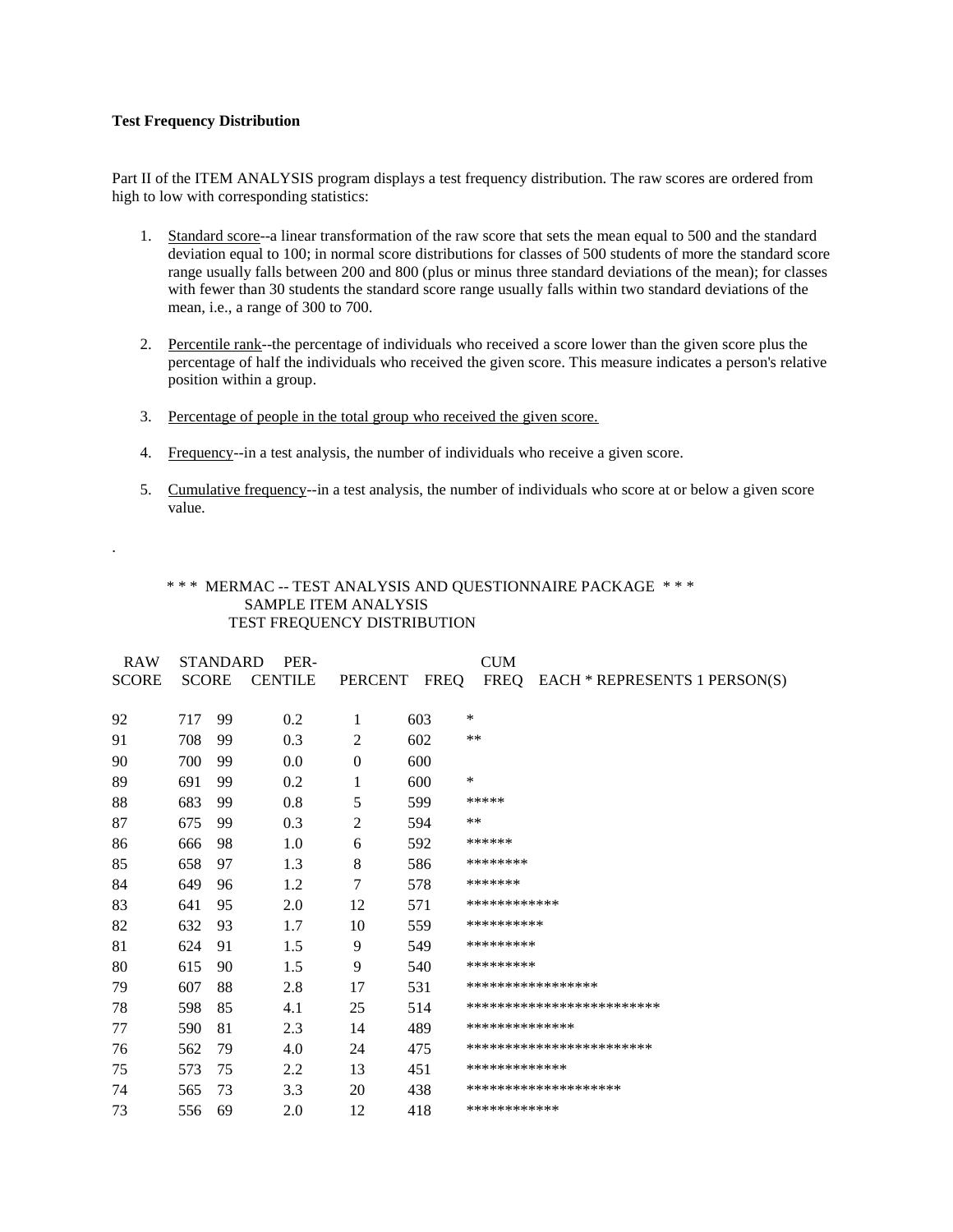**Test Frequency Distribution**

Part II of the ITEM ANALYSIS program displays a test frequency distribution. The raw scores are ordered from high to low with corresponding statistics:

1. Standard score--a linear transformation of the raw score that sets the mean equal to 500 and the standard deviation equal to 100; in normal score distributions for classes of 500 students of more the standard score range usually falls between 200 and 800 (plus or minus three standard deviations of the mean); for classes with fewer than 30 students the standard score range usually falls within two standard deviations of the mean, i.e., a range of 300 to 700.

2. Percentile rank--the percentage of individuals who received a score lower than the given score plus the percentage of half the individuals who received the given score. This measure indicates a person's relative position within a group.

3. Percentage of people in the total group who received the given score.

4. Frequency--in a test analysis, the number of individuals who receive a given score.

5. Cumulative frequency--in a test analysis, the number of individuals who score at or below a given score value.

.

\* \* \* MERMAC -- TEST ANALYSIS AND QUESTIONNAIRE PACKAGE \* \* \*
SAMPLE ITEM ANALYSIS
TEST FREQUENCY DISTRIBUTION

| RAW SCORE | STANDARD SCORE | PER-CENTILE | PERCENT | FREQ | CUM FREQ | EACH * REPRESENTS 1 PERSON(S) |
|---|---|---|---|---|---|---|
| 92 | 717 | 99 | 0.2 | 1 | 603 | * |
| 91 | 708 | 99 | 0.3 | 2 | 602 | ** |
| 90 | 700 | 99 | 0.0 | 0 | 600 | |
| 89 | 691 | 99 | 0.2 | 1 | 600 | * |
| 88 | 683 | 99 | 0.8 | 5 | 599 | ***** |
| 87 | 675 | 99 | 0.3 | 2 | 594 | ** |
| 86 | 666 | 98 | 1.0 | 6 | 592 | ****** |
| 85 | 658 | 97 | 1.3 | 8 | 586 | ******** |
| 84 | 649 | 96 | 1.2 | 7 | 578 | ******* |
| 83 | 641 | 95 | 2.0 | 12 | 571 | ************ |
| 82 | 632 | 93 | 1.7 | 10 | 559 | ********** |
| 81 | 624 | 91 | 1.5 | 9 | 549 | ********* |
| 80 | 615 | 90 | 1.5 | 9 | 540 | ********* |
| 79 | 607 | 88 | 2.8 | 17 | 531 | ***************** |
| 78 | 598 | 85 | 4.1 | 25 | 514 | ************************* |
| 77 | 590 | 81 | 2.3 | 14 | 489 | ************** |
| 76 | 562 | 79 | 4.0 | 24 | 475 | ************************ |
| 75 | 573 | 75 | 2.2 | 13 | 451 | ************* |
| 74 | 565 | 73 | 3.3 | 20 | 438 | ******************** |
| 73 | 556 | 69 | 2.0 | 12 | 418 | ************ |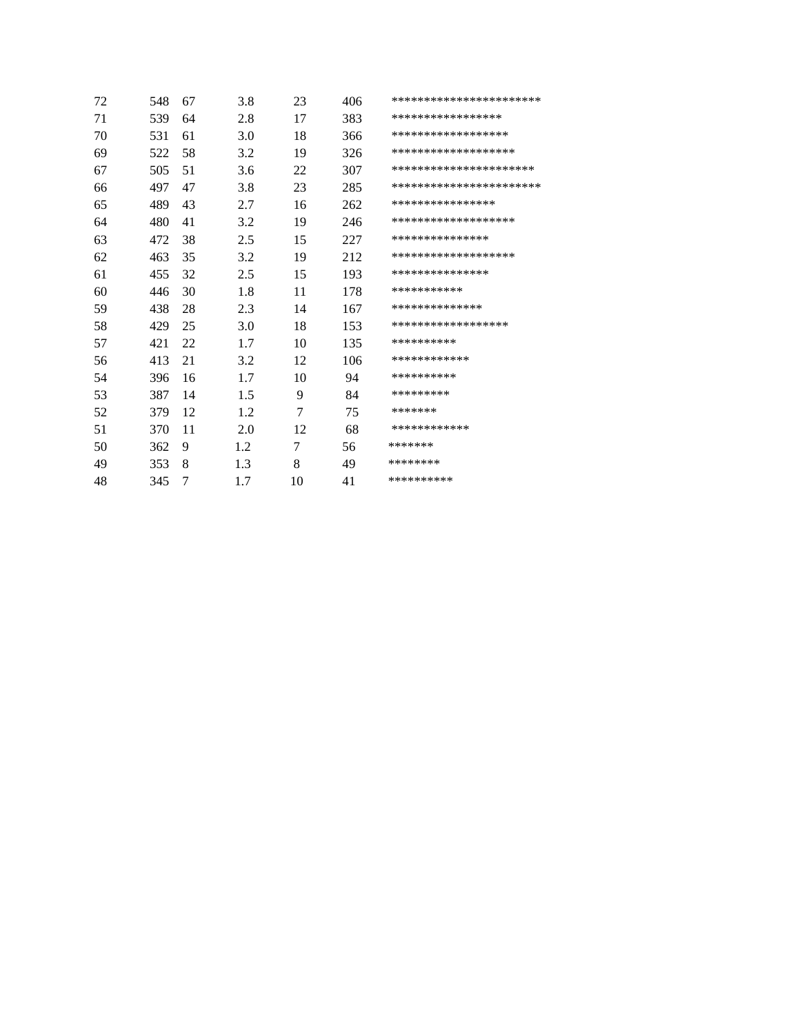| | | | | | | |
|---|---|---|---|---|---|---|
| 72 | 548 | 67 | 3.8 | 23 | 406 | *********************** |
| 71 | 539 | 64 | 2.8 | 17 | 383 | ***************** |
| 70 | 531 | 61 | 3.0 | 18 | 366 | ****************** |
| 69 | 522 | 58 | 3.2 | 19 | 326 | ******************* |
| 67 | 505 | 51 | 3.6 | 22 | 307 | ********************** |
| 66 | 497 | 47 | 3.8 | 23 | 285 | *********************** |
| 65 | 489 | 43 | 2.7 | 16 | 262 | **************** |
| 64 | 480 | 41 | 3.2 | 19 | 246 | ******************* |
| 63 | 472 | 38 | 2.5 | 15 | 227 | *************** |
| 62 | 463 | 35 | 3.2 | 19 | 212 | ******************* |
| 61 | 455 | 32 | 2.5 | 15 | 193 | *************** |
| 60 | 446 | 30 | 1.8 | 11 | 178 | *********** |
| 59 | 438 | 28 | 2.3 | 14 | 167 | ************** |
| 58 | 429 | 25 | 3.0 | 18 | 153 | ****************** |
| 57 | 421 | 22 | 1.7 | 10 | 135 | ********** |
| 56 | 413 | 21 | 3.2 | 12 | 106 | ************ |
| 54 | 396 | 16 | 1.7 | 10 | 94 | ********** |
| 53 | 387 | 14 | 1.5 | 9 | 84 | ********* |
| 52 | 379 | 12 | 1.2 | 7 | 75 | ******* |
| 51 | 370 | 11 | 2.0 | 12 | 68 | ************ |
| 50 | 362 | 9 | 1.2 | 7 | 56 | ******* |
| 49 | 353 | 8 | 1.3 | 8 | 49 | ******** |
| 48 | 345 | 7 | 1.7 | 10 | 41 | ********** |